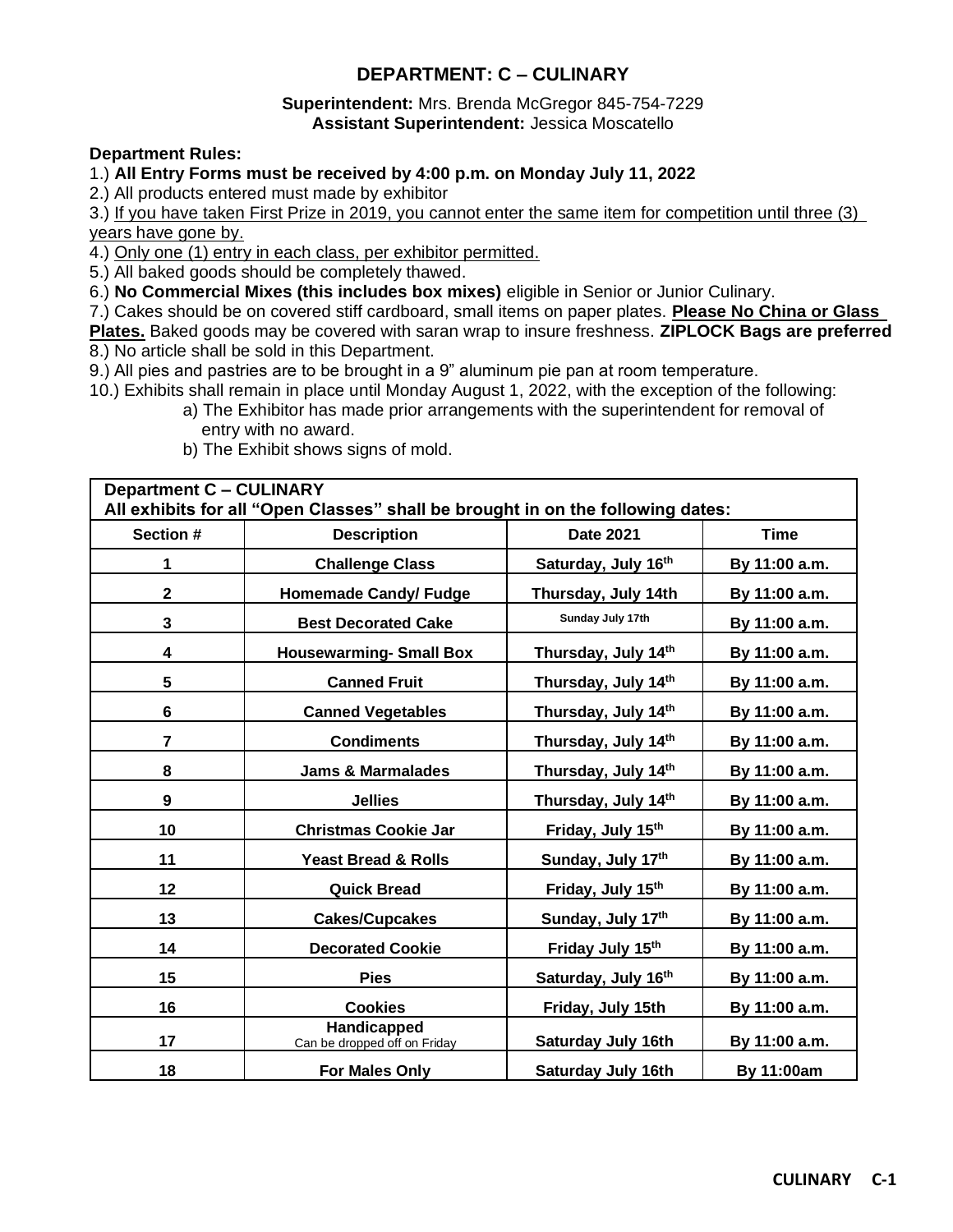# DEPARTMENT: C – CULINARY

**Superintendent:** Mrs. Brenda McGregor 845-754-7229
**Assistant Superintendent:** Jessica Moscatello

**Department Rules:**

1.) **All Entry Forms must be received by 4:00 p.m. on Monday July 11, 2022**
2.) All products entered must made by exhibitor
3.) <u>If you have taken First Prize in 2019, you cannot enter the same item for competition until three (3) years have gone by.</u>
4.) <u>Only one (1) entry in each class, per exhibitor permitted.</u>
5.) All baked goods should be completely thawed.
6.) **No Commercial Mixes (this includes box mixes)** eligible in Senior or Junior Culinary.
7.) Cakes should be on covered stiff cardboard, small items on paper plates. **<u>Please No China or Glass Plates.</u>** Baked goods may be covered with saran wrap to insure freshness. **ZIPLOCK Bags are preferred**
8.) No article shall be sold in this Department.
9.) All pies and pastries are to be brought in a 9" aluminum pie pan at room temperature.
10.) Exhibits shall remain in place until Monday August 1, 2022, with the exception of the following:
   a) The Exhibitor has made prior arrangements with the superintendent for removal of entry with no award.
   b) The Exhibit shows signs of mold.

**Department C – CULINARY**
**All exhibits for all "Open Classes" shall be brought in on the following dates:**

| Section # | Description | Date 2021 | Time |
|---|---|---|---|
| 1 | Challenge Class | Saturday, July 16th | By 11:00 a.m. |
| 2 | Homemade Candy/ Fudge | Thursday, July 14th | By 11:00 a.m. |
| 3 | Best Decorated Cake | Sunday July 17th | By 11:00 a.m. |
| 4 | Housewarming- Small Box | Thursday, July 14th | By 11:00 a.m. |
| 5 | Canned Fruit | Thursday, July 14th | By 11:00 a.m. |
| 6 | Canned Vegetables | Thursday, July 14th | By 11:00 a.m. |
| 7 | Condiments | Thursday, July 14th | By 11:00 a.m. |
| 8 | Jams & Marmalades | Thursday, July 14th | By 11:00 a.m. |
| 9 | Jellies | Thursday, July 14th | By 11:00 a.m. |
| 10 | Christmas Cookie Jar | Friday, July 15th | By 11:00 a.m. |
| 11 | Yeast Bread & Rolls | Sunday, July 17th | By 11:00 a.m. |
| 12 | Quick Bread | Friday, July 15th | By 11:00 a.m. |
| 13 | Cakes/Cupcakes | Sunday, July 17th | By 11:00 a.m. |
| 14 | Decorated Cookie | Friday July 15th | By 11:00 a.m. |
| 15 | Pies | Saturday, July 16th | By 11:00 a.m. |
| 16 | Cookies | Friday, July 15th | By 11:00 a.m. |
| 17 | Handicapped<br>Can be dropped off on Friday | Saturday July 16th | By 11:00 a.m. |
| 18 | For Males Only | Saturday July 16th | By 11:00am |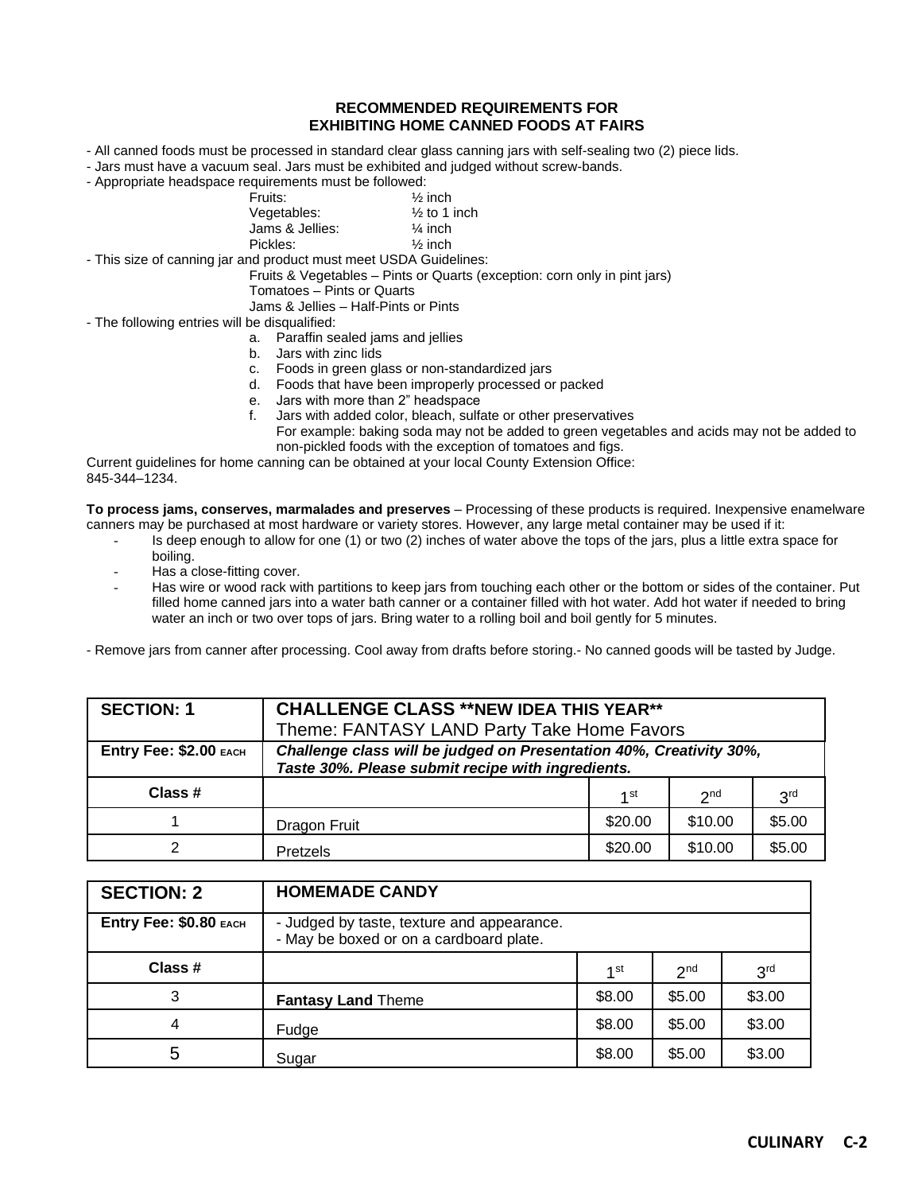## RECOMMENDED REQUIREMENTS FOR EXHIBITING HOME CANNED FOODS AT FAIRS

- All canned foods must be processed in standard clear glass canning jars with self-sealing two (2) piece lids.
- Jars must have a vacuum seal. Jars must be exhibited and judged without screw-bands.
- Appropriate headspace requirements must be followed:

  Fruits: ½ inch
  Vegetables: ½ to 1 inch
  Jams & Jellies: ¼ inch
  Pickles: ½ inch

- This size of canning jar and product must meet USDA Guidelines:

  Fruits & Vegetables – Pints or Quarts (exception: corn only in pint jars)
  Tomatoes – Pints or Quarts
  Jams & Jellies – Half-Pints or Pints

- The following entries will be disqualified:
  a. Paraffin sealed jams and jellies
  b. Jars with zinc lids
  c. Foods in green glass or non-standardized jars
  d. Foods that have been improperly processed or packed
  e. Jars with more than 2" headspace
  f. Jars with added color, bleach, sulfate or other preservatives
     For example: baking soda may not be added to green vegetables and acids may not be added to non-pickled foods with the exception of tomatoes and figs.

Current guidelines for home canning can be obtained at your local County Extension Office: 845-344–1234.

**To process jams, conserves, marmalades and preserves** – Processing of these products is required. Inexpensive enamelware canners may be purchased at most hardware or variety stores. However, any large metal container may be used if it:

- Is deep enough to allow for one (1) or two (2) inches of water above the tops of the jars, plus a little extra space for boiling.
- Has a close-fitting cover.
- Has wire or wood rack with partitions to keep jars from touching each other or the bottom or sides of the container. Put filled home canned jars into a water bath canner or a container filled with hot water. Add hot water if needed to bring water an inch or two over tops of jars. Bring water to a rolling boil and boil gently for 5 minutes.

- Remove jars from canner after processing. Cool away from drafts before storing.- No canned goods will be tasted by Judge.

| **SECTION: 1** | **CHALLENGE CLASS \*\*NEW IDEA THIS YEAR\*\*** Theme: FANTASY LAND Party Take Home Favors | | | |
|---|---|---|---|---|
| **Entry Fee: $2.00 EACH** | ***Challenge class will be judged on Presentation 40%, Creativity 30%, Taste 30%. Please submit recipe with ingredients.*** | | | |
| **Class #** | | 1st | 2nd | 3rd |
| 1 | Dragon Fruit | $20.00 | $10.00 | $5.00 |
| 2 | Pretzels | $20.00 | $10.00 | $5.00 |

| **SECTION: 2** | **HOMEMADE CANDY** | | | |
|---|---|---|---|---|
| **Entry Fee: $0.80 EACH** | - Judged by taste, texture and appearance.<br>- May be boxed or on a cardboard plate. | | | |
| **Class #** | | 1st | 2nd | 3rd |
| 3 | **Fantasy Land** Theme | $8.00 | $5.00 | $3.00 |
| 4 | Fudge | $8.00 | $5.00 | $3.00 |
| 5 | Sugar | $8.00 | $5.00 | $3.00 |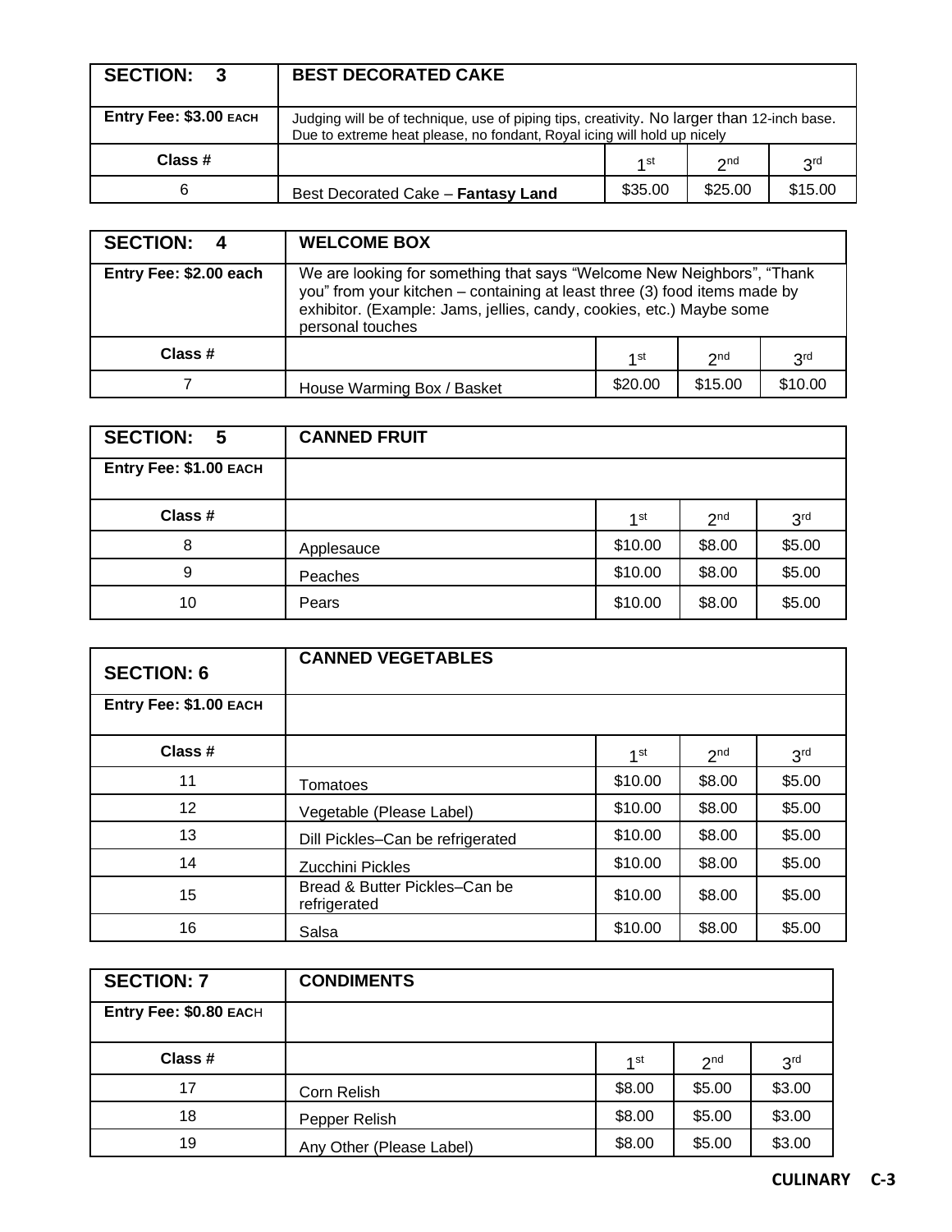| SECTION: 3 | BEST DECORATED CAKE | | | |
|---|---|---|---|---|
| Entry Fee: $3.00 EACH | Judging will be of technique, use of piping tips, creativity. No larger than 12-inch base. Due to extreme heat please, no fondant, Royal icing will hold up nicely | | | |
| Class # | | 1st | 2nd | 3rd |
| 6 | Best Decorated Cake – **Fantasy Land** | $35.00 | $25.00 | $15.00 |

| SECTION: 4 | WELCOME BOX | | | |
|---|---|---|---|---|
| Entry Fee: $2.00 each | We are looking for something that says “Welcome New Neighbors”, “Thank you” from your kitchen – containing at least three (3) food items made by exhibitor. (Example: Jams, jellies, candy, cookies, etc.) Maybe some personal touches | | | |
| Class # | | 1st | 2nd | 3rd |
| 7 | House Warming Box / Basket | $20.00 | $15.00 | $10.00 |

| SECTION: 5 | CANNED FRUIT | | | |
|---|---|---|---|---|
| Entry Fee: $1.00 EACH | | | | |
| Class # | | 1st | 2nd | 3rd |
| 8 | Applesauce | $10.00 | $8.00 | $5.00 |
| 9 | Peaches | $10.00 | $8.00 | $5.00 |
| 10 | Pears | $10.00 | $8.00 | $5.00 |

| SECTION: 6 | CANNED VEGETABLES | | | |
|---|---|---|---|---|
| Entry Fee: $1.00 EACH | | | | |
| Class # | | 1st | 2nd | 3rd |
| 11 | Tomatoes | $10.00 | $8.00 | $5.00 |
| 12 | Vegetable (Please Label) | $10.00 | $8.00 | $5.00 |
| 13 | Dill Pickles–Can be refrigerated | $10.00 | $8.00 | $5.00 |
| 14 | Zucchini Pickles | $10.00 | $8.00 | $5.00 |
| 15 | Bread & Butter Pickles–Can be refrigerated | $10.00 | $8.00 | $5.00 |
| 16 | Salsa | $10.00 | $8.00 | $5.00 |

| SECTION: 7 | CONDIMENTS | | | |
|---|---|---|---|---|
| Entry Fee: $0.80 EACH | | | | |
| Class # | | 1st | 2nd | 3rd |
| 17 | Corn Relish | $8.00 | $5.00 | $3.00 |
| 18 | Pepper Relish | $8.00 | $5.00 | $3.00 |
| 19 | Any Other (Please Label) | $8.00 | $5.00 | $3.00 |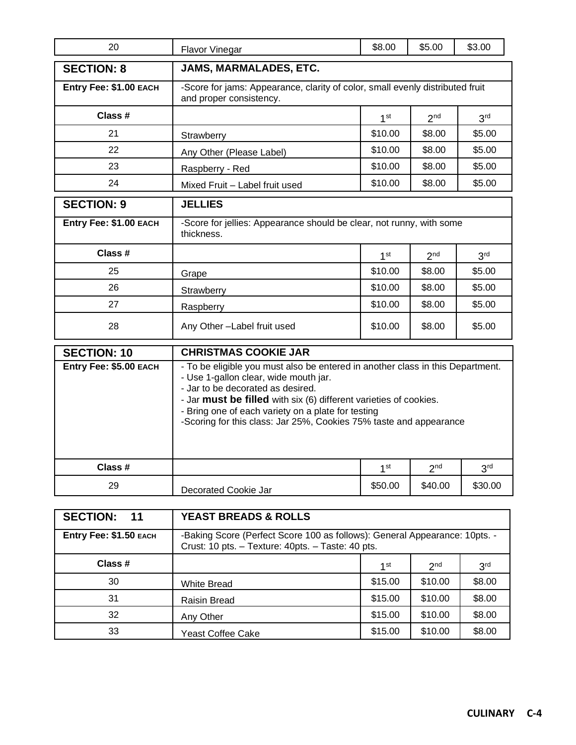| 20 | Flavor Vinegar | $8.00 | $5.00 | $3.00 |
|---|---|---|---|---|

| **SECTION: 8** | **JAMS, MARMALADES, ETC.** | | | |
|---|---|---|---|---|
| **Entry Fee: $1.00 EACH** | -Score for jams: Appearance, clarity of color, small evenly distributed fruit and proper consistency. | | | |
| **Class #** | | 1st | 2nd | 3rd |
| 21 | Strawberry | $10.00 | $8.00 | $5.00 |
| 22 | Any Other (Please Label) | $10.00 | $8.00 | $5.00 |
| 23 | Raspberry - Red | $10.00 | $8.00 | $5.00 |
| 24 | Mixed Fruit – Label fruit used | $10.00 | $8.00 | $5.00 |

| **SECTION: 9** | **JELLIES** | | | |
|---|---|---|---|---|
| **Entry Fee: $1.00 EACH** | -Score for jellies: Appearance should be clear, not runny, with some thickness. | | | |
| **Class #** | | 1st | 2nd | 3rd |
| 25 | Grape | $10.00 | $8.00 | $5.00 |
| 26 | Strawberry | $10.00 | $8.00 | $5.00 |
| 27 | Raspberry | $10.00 | $8.00 | $5.00 |
| 28 | Any Other –Label fruit used | $10.00 | $8.00 | $5.00 |

| **SECTION: 10** | **CHRISTMAS COOKIE JAR** | | | |
|---|---|---|---|---|
| **Entry Fee: $5.00 EACH** | - To be eligible you must also be entered in another class in this Department.<br>- Use 1-gallon clear, wide mouth jar.<br>- Jar to be decorated as desired.<br>- Jar **must be filled** with six (6) different varieties of cookies.<br>- Bring one of each variety on a plate for testing<br>-Scoring for this class: Jar 25%, Cookies 75% taste and appearance | | | |
| **Class #** | | 1st | 2nd | 3rd |
| 29 | Decorated Cookie Jar | $50.00 | $40.00 | $30.00 |

| **SECTION: 11** | **YEAST BREADS & ROLLS** | | | |
|---|---|---|---|---|
| **Entry Fee: $1.50 EACH** | -Baking Score (Perfect Score 100 as follows): General Appearance: 10pts. - Crust: 10 pts. – Texture: 40pts. – Taste: 40 pts. | | | |
| **Class #** | | 1st | 2nd | 3rd |
| 30 | White Bread | $15.00 | $10.00 | $8.00 |
| 31 | Raisin Bread | $15.00 | $10.00 | $8.00 |
| 32 | Any Other | $15.00 | $10.00 | $8.00 |
| 33 | Yeast Coffee Cake | $15.00 | $10.00 | $8.00 |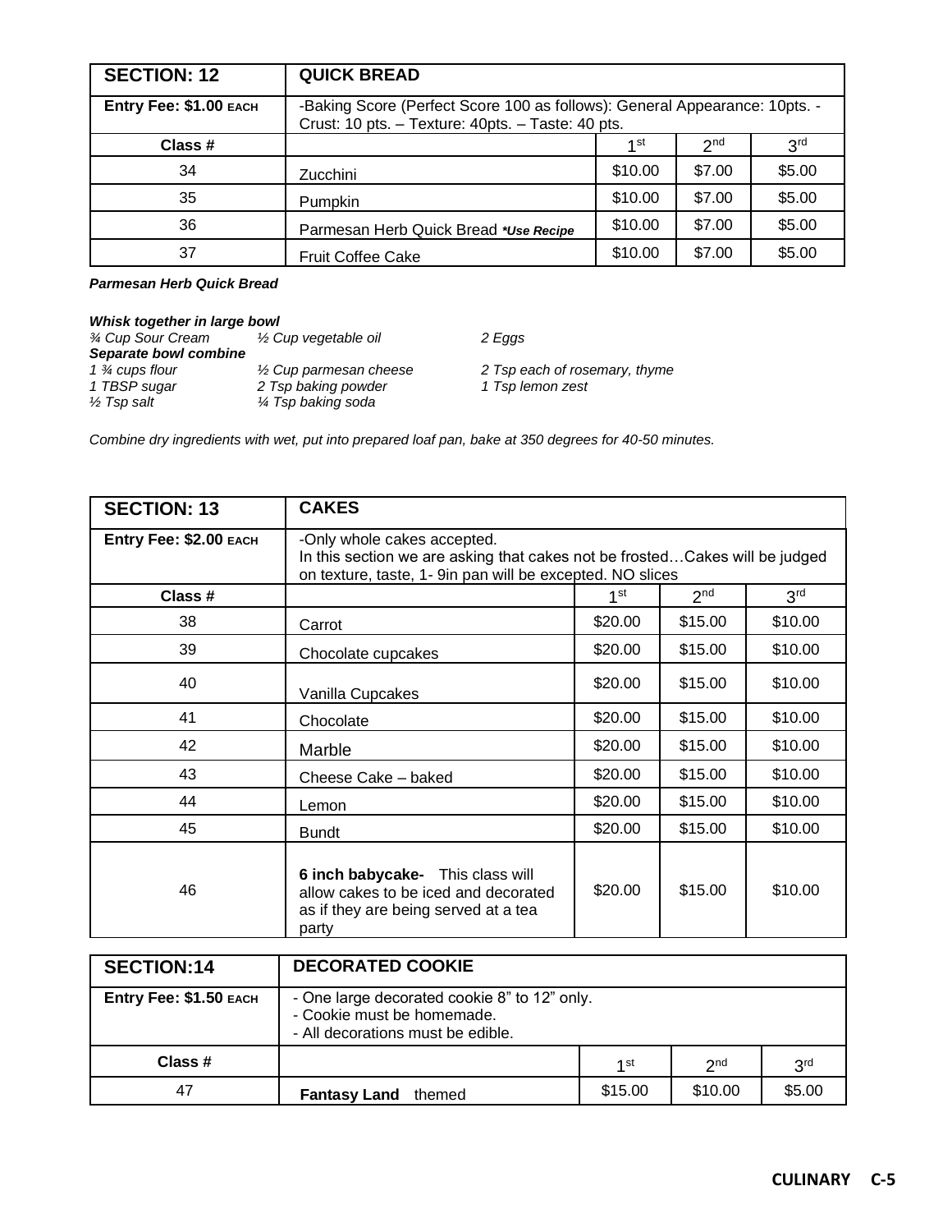| SECTION: 12 | QUICK BREAD | | | |
|---|---|---|---|---|
| Entry Fee: $1.00 EACH | -Baking Score (Perfect Score 100 as follows): General Appearance: 10pts. - Crust: 10 pts. – Texture: 40pts. – Taste: 40 pts. | | | |
| Class # | | 1st | 2nd | 3rd |
| 34 | Zucchini | $10.00 | $7.00 | $5.00 |
| 35 | Pumpkin | $10.00 | $7.00 | $5.00 |
| 36 | Parmesan Herb Quick Bread ***Use Recipe*** | $10.00 | $7.00 | $5.00 |
| 37 | Fruit Coffee Cake | $10.00 | $7.00 | $5.00 |

***Parmesan Herb Quick Bread***

***Whisk together in large bowl***

*¾ Cup Sour Cream* *½ Cup vegetable oil* *2 Eggs*

***Separate bowl combine***

*1 ¾ cups flour* *½ Cup parmesan cheese* *2 Tsp each of rosemary, thyme*
*1 TBSP sugar* *2 Tsp baking powder* *1 Tsp lemon zest*
*½ Tsp salt* *¼ Tsp baking soda*

*Combine dry ingredients with wet, put into prepared loaf pan, bake at 350 degrees for 40-50 minutes.*

| SECTION: 13 | CAKES | | | |
|---|---|---|---|---|
| Entry Fee: $2.00 EACH | -Only whole cakes accepted. In this section we are asking that cakes not be frosted…Cakes will be judged on texture, taste, 1- 9in pan will be excepted. NO slices | | | |
| Class # | | 1st | 2nd | 3rd |
| 38 | Carrot | $20.00 | $15.00 | $10.00 |
| 39 | Chocolate cupcakes | $20.00 | $15.00 | $10.00 |
| 40 | Vanilla Cupcakes | $20.00 | $15.00 | $10.00 |
| 41 | Chocolate | $20.00 | $15.00 | $10.00 |
| 42 | Marble | $20.00 | $15.00 | $10.00 |
| 43 | Cheese Cake – baked | $20.00 | $15.00 | $10.00 |
| 44 | Lemon | $20.00 | $15.00 | $10.00 |
| 45 | Bundt | $20.00 | $15.00 | $10.00 |
| 46 | **6 inch babycake-** This class will allow cakes to be iced and decorated as if they are being served at a tea party | $20.00 | $15.00 | $10.00 |

| SECTION:14 | DECORATED COOKIE | | | |
|---|---|---|---|---|
| Entry Fee: $1.50 EACH | - One large decorated cookie 8" to 12" only. - Cookie must be homemade. - All decorations must be edible. | | | |
| Class # | | 1st | 2nd | 3rd |
| 47 | **Fantasy Land** themed | $15.00 | $10.00 | $5.00 |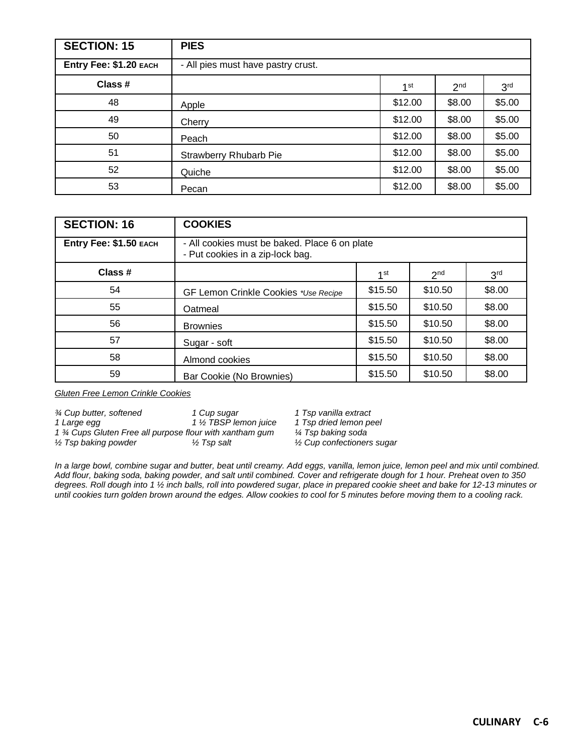| SECTION: 15 | PIES | | | |
|---|---|---|---|---|
| Entry Fee: $1.20 EACH | - All pies must have pastry crust. | | | |
| Class # | | 1st | 2nd | 3rd |
| 48 | Apple | $12.00 | $8.00 | $5.00 |
| 49 | Cherry | $12.00 | $8.00 | $5.00 |
| 50 | Peach | $12.00 | $8.00 | $5.00 |
| 51 | Strawberry Rhubarb Pie | $12.00 | $8.00 | $5.00 |
| 52 | Quiche | $12.00 | $8.00 | $5.00 |
| 53 | Pecan | $12.00 | $8.00 | $5.00 |

| SECTION: 16 | COOKIES | | | |
|---|---|---|---|---|
| Entry Fee: $1.50 EACH | - All cookies must be baked. Place 6 on plate<br>- Put cookies in a zip-lock bag. | | | |
| Class # | | 1st | 2nd | 3rd |
| 54 | GF Lemon Crinkle Cookies *\*Use Recipe* | $15.50 | $10.50 | $8.00 |
| 55 | Oatmeal | $15.50 | $10.50 | $8.00 |
| 56 | Brownies | $15.50 | $10.50 | $8.00 |
| 57 | Sugar - soft | $15.50 | $10.50 | $8.00 |
| 58 | Almond cookies | $15.50 | $10.50 | $8.00 |
| 59 | Bar Cookie (No Brownies) | $15.50 | $10.50 | $8.00 |

*Gluten Free Lemon Crinkle Cookies*

*¾ Cup butter, softened*
*1 Cup sugar*
*1 Tsp vanilla extract*
*1 Large egg*
*1 ½ TBSP lemon juice*
*1 Tsp dried lemon peel*
*1 ¾ Cups Gluten Free all purpose flour with xantham gum*
*¼ Tsp baking soda*
*½ Tsp baking powder*
*½ Tsp salt*
*½ Cup confectioners sugar*

*In a large bowl, combine sugar and butter, beat until creamy. Add eggs, vanilla, lemon juice, lemon peel and mix until combined. Add flour, baking soda, baking powder, and salt until combined. Cover and refrigerate dough for 1 hour. Preheat oven to 350 degrees. Roll dough into 1 ½ inch balls, roll into powdered sugar, place in prepared cookie sheet and bake for 12-13 minutes or until cookies turn golden brown around the edges. Allow cookies to cool for 5 minutes before moving them to a cooling rack.*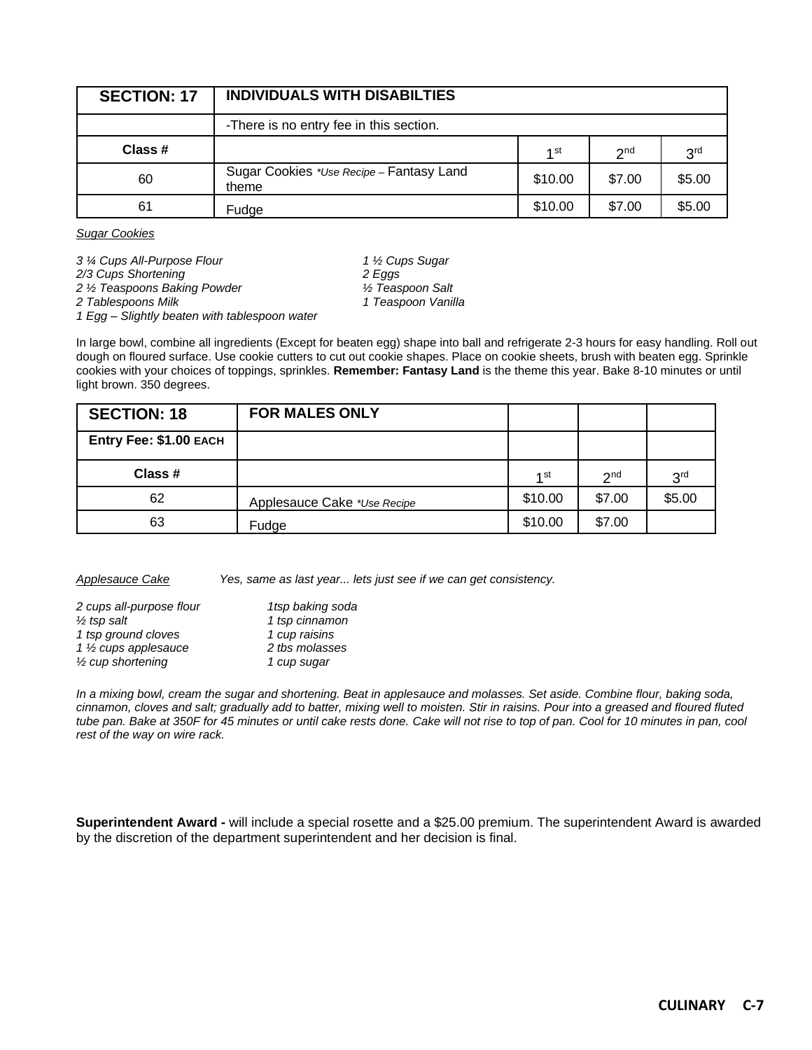| SECTION: 17 | INDIVIDUALS WITH DISABILTIES | | | |
|---|---|---|---|---|
| | -There is no entry fee in this section. | | | |
| Class # | | 1st | 2nd | 3rd |
| 60 | Sugar Cookies *Use Recipe – Fantasy Land theme | $10.00 | $7.00 | $5.00 |
| 61 | Fudge | $10.00 | $7.00 | $5.00 |

*Sugar Cookies*

*3 ¼ Cups All-Purpose Flour*
*2/3 Cups Shortening*
*2 ½ Teaspoons Baking Powder*
*2 Tablespoons Milk*
*1 Egg – Slightly beaten with tablespoon water*
*1 ½ Cups Sugar*
*2 Eggs*
*½ Teaspoon Salt*
*1 Teaspoon Vanilla*

In large bowl, combine all ingredients (Except for beaten egg) shape into ball and refrigerate 2-3 hours for easy handling. Roll out dough on floured surface. Use cookie cutters to cut out cookie shapes. Place on cookie sheets, brush with beaten egg. Sprinkle cookies with your choices of toppings, sprinkles. **Remember: Fantasy Land** is the theme this year. Bake 8-10 minutes or until light brown. 350 degrees.

| SECTION: 18 | FOR MALES ONLY | | | |
|---|---|---|---|---|
| Entry Fee: $1.00 EACH | | | | |
| Class # | | 1st | 2nd | 3rd |
| 62 | Applesauce Cake *Use Recipe | $10.00 | $7.00 | $5.00 |
| 63 | Fudge | $10.00 | $7.00 | |

*Applesauce Cake* *Yes, same as last year... lets just see if we can get consistency.*

*2 cups all-purpose flour*
*½ tsp salt*
*1 tsp ground cloves*
*1 ½ cups applesauce*
*½ cup shortening*
*1tsp baking soda*
*1 tsp cinnamon*
*1 cup raisins*
*2 tbs molasses*
*1 cup sugar*

*In a mixing bowl, cream the sugar and shortening. Beat in applesauce and molasses. Set aside. Combine flour, baking soda, cinnamon, cloves and salt; gradually add to batter, mixing well to moisten. Stir in raisins. Pour into a greased and floured fluted tube pan. Bake at 350F for 45 minutes or until cake rests done. Cake will not rise to top of pan. Cool for 10 minutes in pan, cool rest of the way on wire rack.*

**Superintendent Award -** will include a special rosette and a $25.00 premium. The superintendent Award is awarded by the discretion of the department superintendent and her decision is final.